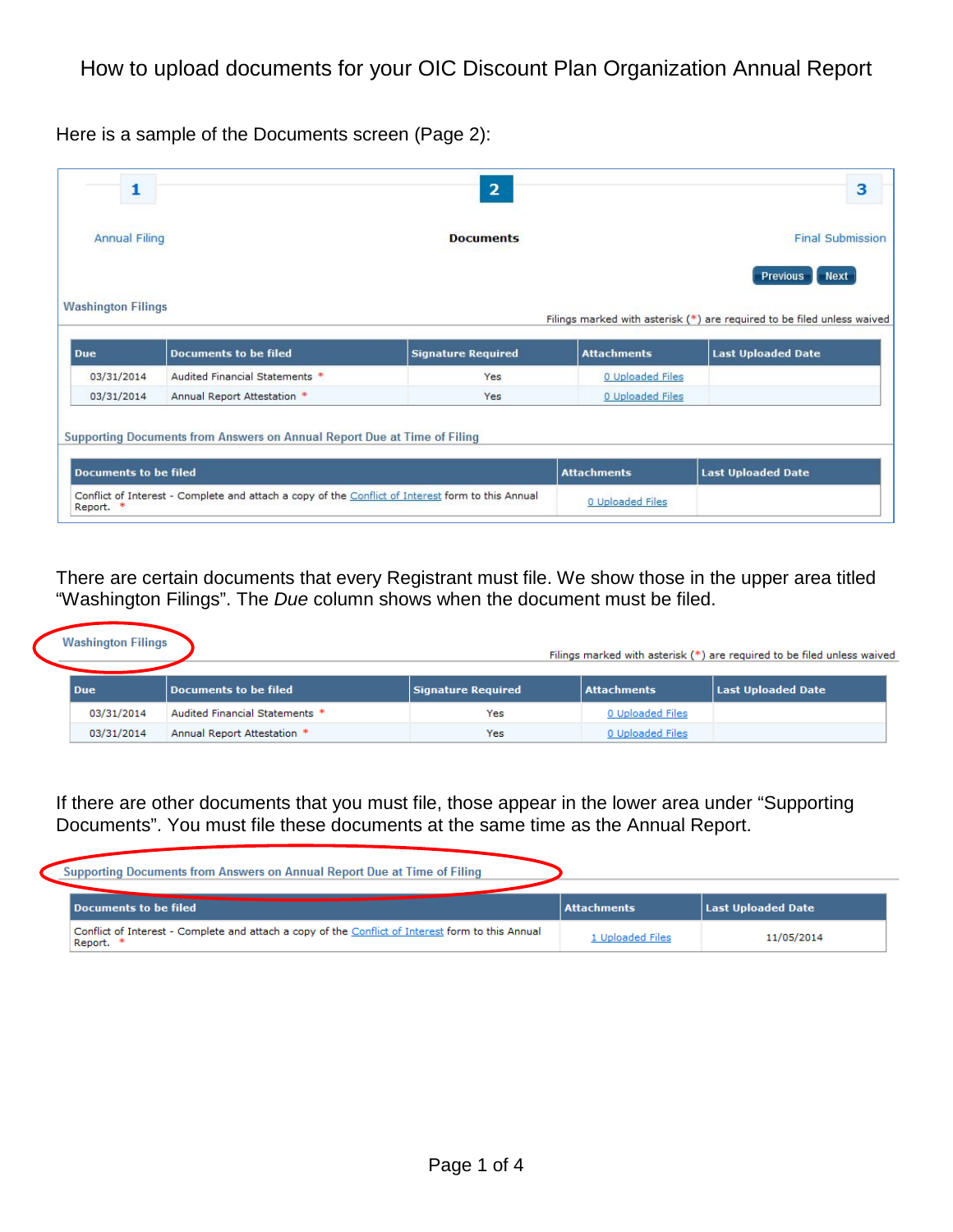# How to upload documents for your OIC Discount Plan Organization Annual Report

Here is a sample of the Documents screen (Page 2):

1 Annual Filing — **2 Documents** — 3 Final Submission

Previous | Next

**Washington Filings**

Filings marked with asterisk (*) are required to be filed unless waived

| Due | Documents to be filed | Signature Required | Attachments | Last Uploaded Date |
|---|---|---|---|---|
| 03/31/2014 | Audited Financial Statements * | Yes | 0 Uploaded Files | |
| 03/31/2014 | Annual Report Attestation * | Yes | 0 Uploaded Files | |

**Supporting Documents from Answers on Annual Report Due at Time of Filing**

| Documents to be filed | Attachments | Last Uploaded Date |
|---|---|---|
| Conflict of Interest - Complete and attach a copy of the Conflict of Interest form to this Annual Report. * | 0 Uploaded Files | |

There are certain documents that every Registrant must file. We show those in the upper area titled "Washington Filings". The *Due* column shows when the document must be filed.

**Washington Filings**

Filings marked with asterisk (*) are required to be filed unless waived

| Due | Documents to be filed | Signature Required | Attachments | Last Uploaded Date |
|---|---|---|---|---|
| 03/31/2014 | Audited Financial Statements * | Yes | 0 Uploaded Files | |
| 03/31/2014 | Annual Report Attestation * | Yes | 0 Uploaded Files | |

If there are other documents that you must file, those appear in the lower area under "Supporting Documents". You must file these documents at the same time as the Annual Report.

**Supporting Documents from Answers on Annual Report Due at Time of Filing**

| Documents to be filed | Attachments | Last Uploaded Date |
|---|---|---|
| Conflict of Interest - Complete and attach a copy of the Conflict of Interest form to this Annual Report. * | 1 Uploaded Files | 11/05/2014 |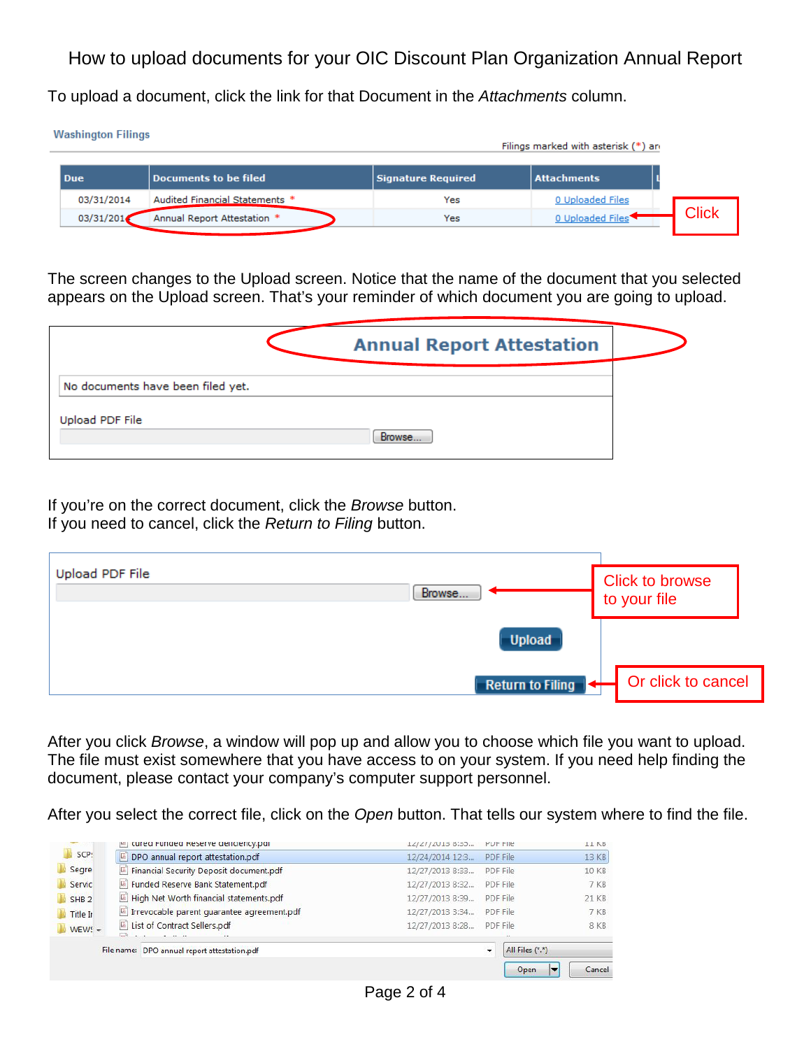# How to upload documents for your OIC Discount Plan Organization Annual Report

To upload a document, click the link for that Document in the *Attachments* column.

**Washington Filings**

Filings marked with asterisk (*) ar

| Due | Documents to be filed | Signature Required | Attachments |
|---|---|---|---|
| 03/31/2014 | Audited Financial Statements * | Yes | 0 Uploaded Files |
| 03/31/2014 | Annual Report Attestation * | Yes | 0 Uploaded Files |

Click

The screen changes to the Upload screen. Notice that the name of the document that you selected appears on the Upload screen. That's your reminder of which document you are going to upload.

**Annual Report Attestation**

No documents have been filed yet.

Upload PDF File

Browse...

If you're on the correct document, click the *Browse* button.
If you need to cancel, click the *Return to Filing* button.

Upload PDF File

Browse... ← Click to browse to your file

Upload

Return to Filing ← Or click to cancel

After you click *Browse*, a window will pop up and allow you to choose which file you want to upload. The file must exist somewhere that you have access to on your system. If you need help finding the document, please contact your company's computer support personnel.

After you select the correct file, click on the *Open* button. That tells our system where to find the file.

| Name | Date | Type | Size |
|---|---|---|---|
| cured Funded Reserve deficiency.pdf | 12/27/2013 8:33... | PDF File | 11 KB |
| DPO annual report attestation.pdf | 12/24/2014 12:3... | PDF File | 13 KB |
| Financial Security Deposit document.pdf | 12/27/2013 8:33... | PDF File | 10 KB |
| Funded Reserve Bank Statement.pdf | 12/27/2013 8:32... | PDF File | 7 KB |
| High Net Worth financial statements.pdf | 12/27/2013 8:39... | PDF File | 21 KB |
| Irrevocable parent guarantee agreement.pdf | 12/27/2013 3:34... | PDF File | 7 KB |
| List of Contract Sellers.pdf | 12/27/2013 8:28... | PDF File | 8 KB |

File name: DPO annual report attestation.pdf — All Files (*.*)

Open | Cancel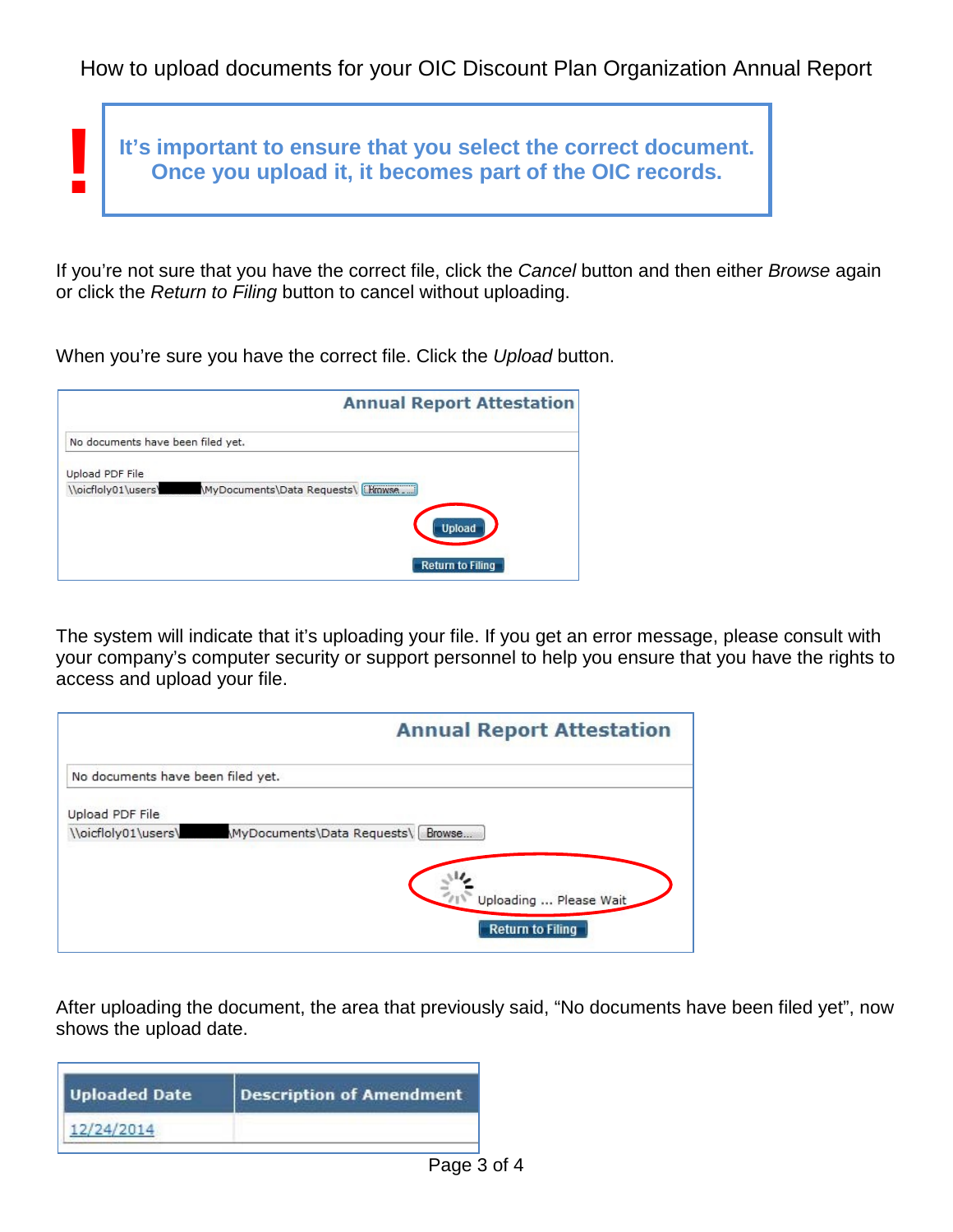How to upload documents for your OIC Discount Plan Organization Annual Report

**It's important to ensure that you select the correct document. Once you upload it, it becomes part of the OIC records.**

If you're not sure that you have the correct file, click the *Cancel* button and then either *Browse* again or click the *Return to Filing* button to cancel without uploading.

When you're sure you have the correct file. Click the *Upload* button.

**Annual Report Attestation**

No documents have been filed yet.

Upload PDF File

\\oicfloly01\users\ \MyDocuments\Data Requests\ Browse...

Upload

Return to Filing

The system will indicate that it's uploading your file. If you get an error message, please consult with your company's computer security or support personnel to help you ensure that you have the rights to access and upload your file.

**Annual Report Attestation**

No documents have been filed yet.

Upload PDF File

\\oicfloly01\users\ \MyDocuments\Data Requests\ Browse...

Uploading ... Please Wait

Return to Filing

After uploading the document, the area that previously said, "No documents have been filed yet", now shows the upload date.

| Uploaded Date | Description of Amendment |
|---|---|
| 12/24/2014 | |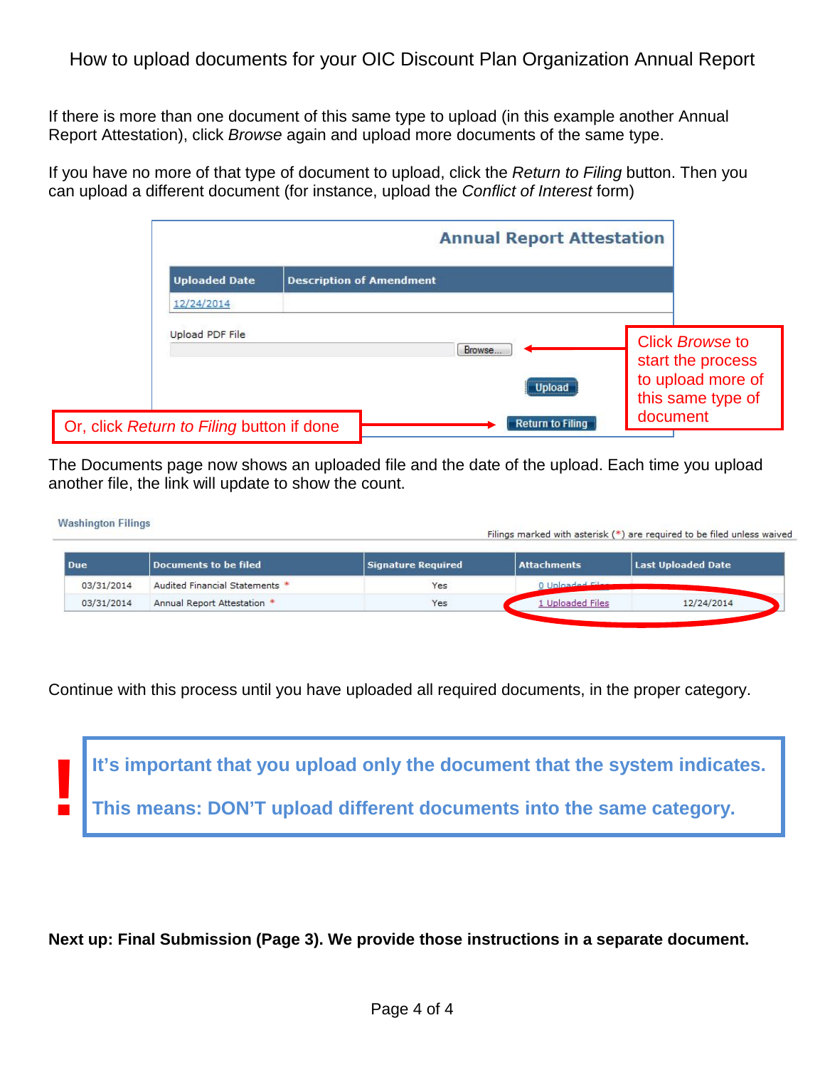How to upload documents for your OIC Discount Plan Organization Annual Report

If there is more than one document of this same type to upload (in this example another Annual Report Attestation), click *Browse* again and upload more documents of the same type.

If you have no more of that type of document to upload, click the *Return to Filing* button. Then you can upload a different document (for instance, upload the *Conflict of Interest* form)

**Annual Report Attestation**

| Uploaded Date | Description of Amendment |
|---|---|
| 12/24/2014 | |

Upload PDF File

Browse...

Click *Browse* to start the process to upload more of this same type of document

Upload

Or, click *Return to Filing* button if done

Return to Filing

The Documents page now shows an uploaded file and the date of the upload. Each time you upload another file, the link will update to show the count.

Washington Filings

Filings marked with asterisk (*) are required to be filed unless waived

| Due | Documents to be filed | Signature Required | Attachments | Last Uploaded Date |
|---|---|---|---|---|
| 03/31/2014 | Audited Financial Statements * | Yes | 0 Uploaded Files | |
| 03/31/2014 | Annual Report Attestation * | Yes | 1 Uploaded Files | 12/24/2014 |

Continue with this process until you have uploaded all required documents, in the proper category.

**!**

**It's important that you upload only the document that the system indicates.**

**This means: DON'T upload different documents into the same category.**

**Next up: Final Submission (Page 3). We provide those instructions in a separate document.**